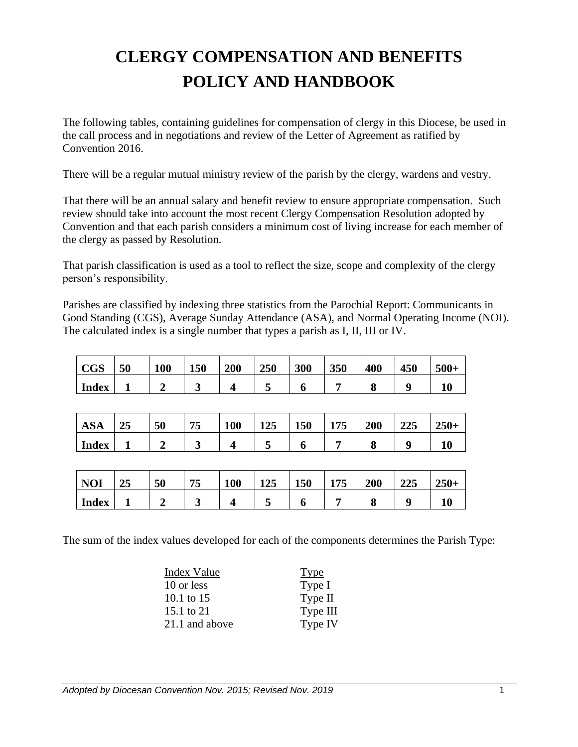# CLERGY COMPENSATION AND BENEFITS POLICY AND HANDBOOK

The following tables, containing guidelines for compensation of clergy in this Diocese, be used in the call process and in negotiations and review of the Letter of Agreement as ratified by Convention 2016.

There will be a regular mutual ministry review of the parish by the clergy, wardens and vestry.

That there will be an annual salary and benefit review to ensure appropriate compensation. Such review should take into account the most recent Clergy Compensation Resolution adopted by Convention and that each parish considers a minimum cost of living increase for each member of the clergy as passed by Resolution.

That parish classification is used as a tool to reflect the size, scope and complexity of the clergy person's responsibility.

Parishes are classified by indexing three statistics from the Parochial Report: Communicants in Good Standing (CGS), Average Sunday Attendance (ASA), and Normal Operating Income (NOI). The calculated index is a single number that types a parish as I, II, III or IV.

| **CGS** | **50** | **100** | **150** | **200** | **250** | **300** | **350** | **400** | **450** | **500+** |
|---|---|---|---|---|---|---|---|---|---|---|
| **Index** | **1** | **2** | **3** | **4** | **5** | **6** | **7** | **8** | **9** | **10** |

| **ASA** | **25** | **50** | **75** | **100** | **125** | **150** | **175** | **200** | **225** | **250+** |
|---|---|---|---|---|---|---|---|---|---|---|
| **Index** | **1** | **2** | **3** | **4** | **5** | **6** | **7** | **8** | **9** | **10** |

| **NOI** | **25** | **50** | **75** | **100** | **125** | **150** | **175** | **200** | **225** | **250+** |
|---|---|---|---|---|---|---|---|---|---|---|
| **Index** | **1** | **2** | **3** | **4** | **5** | **6** | **7** | **8** | **9** | **10** |

The sum of the index values developed for each of the components determines the Parish Type:

| Index Value | Type |
|---|---|
| 10 or less | Type I |
| 10.1 to 15 | Type II |
| 15.1 to 21 | Type III |
| 21.1 and above | Type IV |

*Adopted by Diocesan Convention Nov. 2015; Revised Nov. 2019*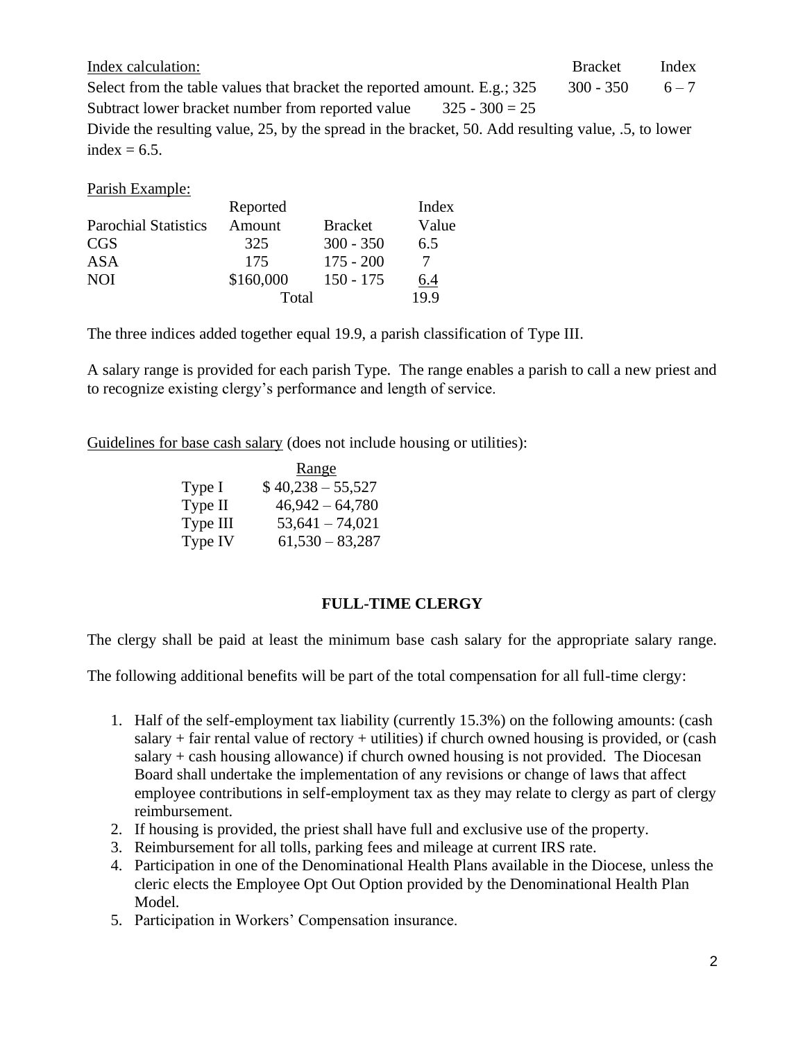Index calculation:

| | Bracket | Index |
|---|---|---|
| Select from the table values that bracket the reported amount. E.g.; 325 | 300 - 350 | 6 – 7 |

Subtract lower bracket number from reported value    325 - 300 = 25

Divide the resulting value, 25, by the spread in the bracket, 50. Add resulting value, .5, to lower index = 6.5.

Parish Example:

| Parochial Statistics | Reported Amount | Bracket | Index Value |
|---|---|---|---|
| CGS | 325 | 300 - 350 | 6.5 |
| ASA | 175 | 175 - 200 | 7 |
| NOI | $160,000 | 150 - 175 | 6.4 |
| | Total | | 19.9 |

The three indices added together equal 19.9, a parish classification of Type III.

A salary range is provided for each parish Type. The range enables a parish to call a new priest and to recognize existing clergy's performance and length of service.

Guidelines for base cash salary (does not include housing or utilities):

| | Range |
|---|---|
| Type I | $ 40,238 – 55,527 |
| Type II | 46,942 – 64,780 |
| Type III | 53,641 – 74,021 |
| Type IV | 61,530 – 83,287 |

## FULL-TIME CLERGY

The clergy shall be paid at least the minimum base cash salary for the appropriate salary range.

The following additional benefits will be part of the total compensation for all full-time clergy:

1. Half of the self-employment tax liability (currently 15.3%) on the following amounts: (cash salary + fair rental value of rectory + utilities) if church owned housing is provided, or (cash salary + cash housing allowance) if church owned housing is not provided. The Diocesan Board shall undertake the implementation of any revisions or change of laws that affect employee contributions in self-employment tax as they may relate to clergy as part of clergy reimbursement.
2. If housing is provided, the priest shall have full and exclusive use of the property.
3. Reimbursement for all tolls, parking fees and mileage at current IRS rate.
4. Participation in one of the Denominational Health Plans available in the Diocese, unless the cleric elects the Employee Opt Out Option provided by the Denominational Health Plan Model.
5. Participation in Workers' Compensation insurance.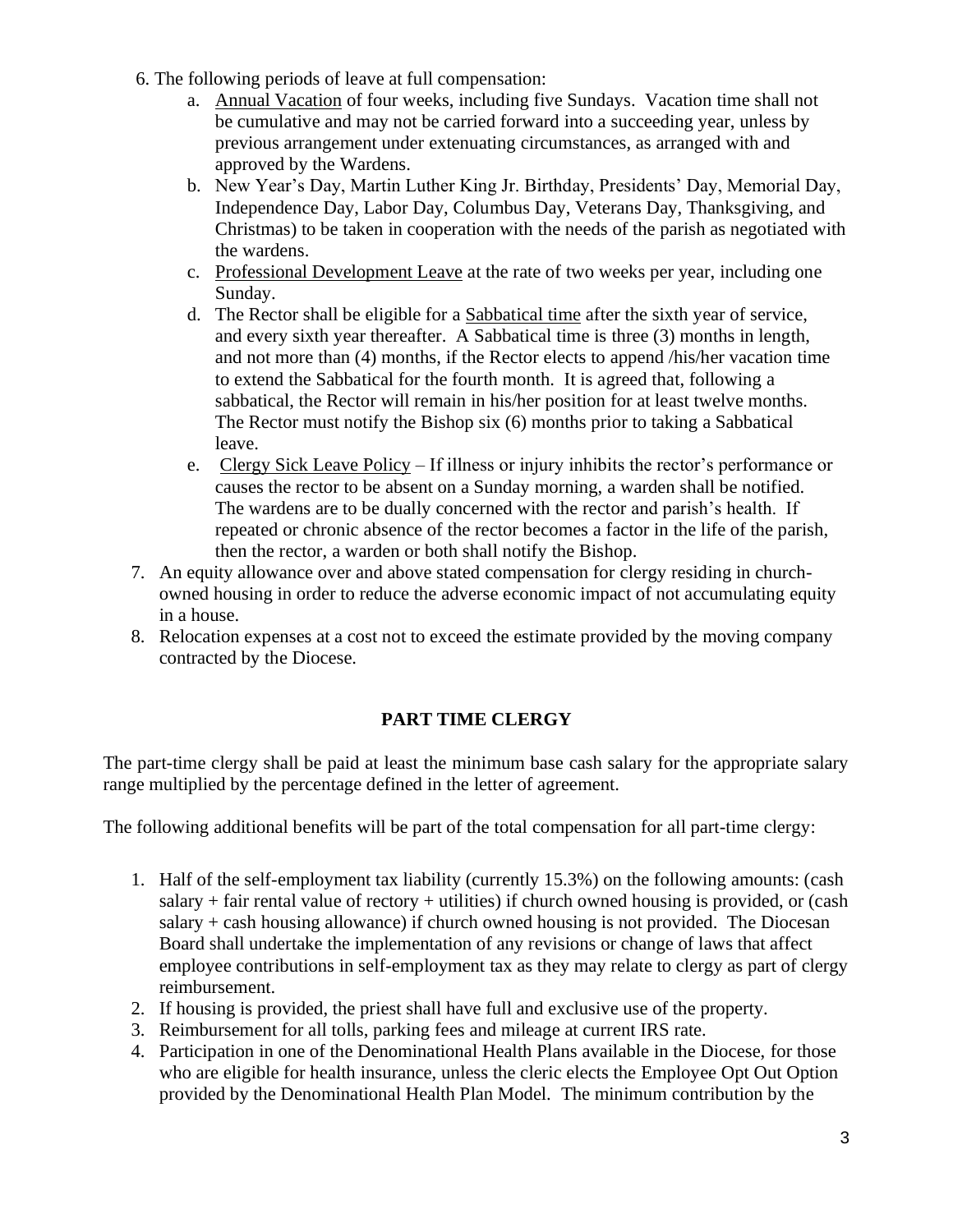6. The following periods of leave at full compensation:
    a. <u>Annual Vacation</u> of four weeks, including five Sundays. Vacation time shall not be cumulative and may not be carried forward into a succeeding year, unless by previous arrangement under extenuating circumstances, as arranged with and approved by the Wardens.
    b. New Year's Day, Martin Luther King Jr. Birthday, Presidents' Day, Memorial Day, Independence Day, Labor Day, Columbus Day, Veterans Day, Thanksgiving, and Christmas) to be taken in cooperation with the needs of the parish as negotiated with the wardens.
    c. <u>Professional Development Leave</u> at the rate of two weeks per year, including one Sunday.
    d. The Rector shall be eligible for a <u>Sabbatical time</u> after the sixth year of service, and every sixth year thereafter. A Sabbatical time is three (3) months in length, and not more than (4) months, if the Rector elects to append /his/her vacation time to extend the Sabbatical for the fourth month. It is agreed that, following a sabbatical, the Rector will remain in his/her position for at least twelve months. The Rector must notify the Bishop six (6) months prior to taking a Sabbatical leave.
    e. <u>Clergy Sick Leave Policy</u> – If illness or injury inhibits the rector's performance or causes the rector to be absent on a Sunday morning, a warden shall be notified. The wardens are to be dually concerned with the rector and parish's health. If repeated or chronic absence of the rector becomes a factor in the life of the parish, then the rector, a warden or both shall notify the Bishop.
7. An equity allowance over and above stated compensation for clergy residing in church-owned housing in order to reduce the adverse economic impact of not accumulating equity in a house.
8. Relocation expenses at a cost not to exceed the estimate provided by the moving company contracted by the Diocese.

## PART TIME CLERGY

The part-time clergy shall be paid at least the minimum base cash salary for the appropriate salary range multiplied by the percentage defined in the letter of agreement.

The following additional benefits will be part of the total compensation for all part-time clergy:

1. Half of the self-employment tax liability (currently 15.3%) on the following amounts: (cash salary + fair rental value of rectory + utilities) if church owned housing is provided, or (cash salary + cash housing allowance) if church owned housing is not provided. The Diocesan Board shall undertake the implementation of any revisions or change of laws that affect employee contributions in self-employment tax as they may relate to clergy as part of clergy reimbursement.
2. If housing is provided, the priest shall have full and exclusive use of the property.
3. Reimbursement for all tolls, parking fees and mileage at current IRS rate.
4. Participation in one of the Denominational Health Plans available in the Diocese, for those who are eligible for health insurance, unless the cleric elects the Employee Opt Out Option provided by the Denominational Health Plan Model. The minimum contribution by the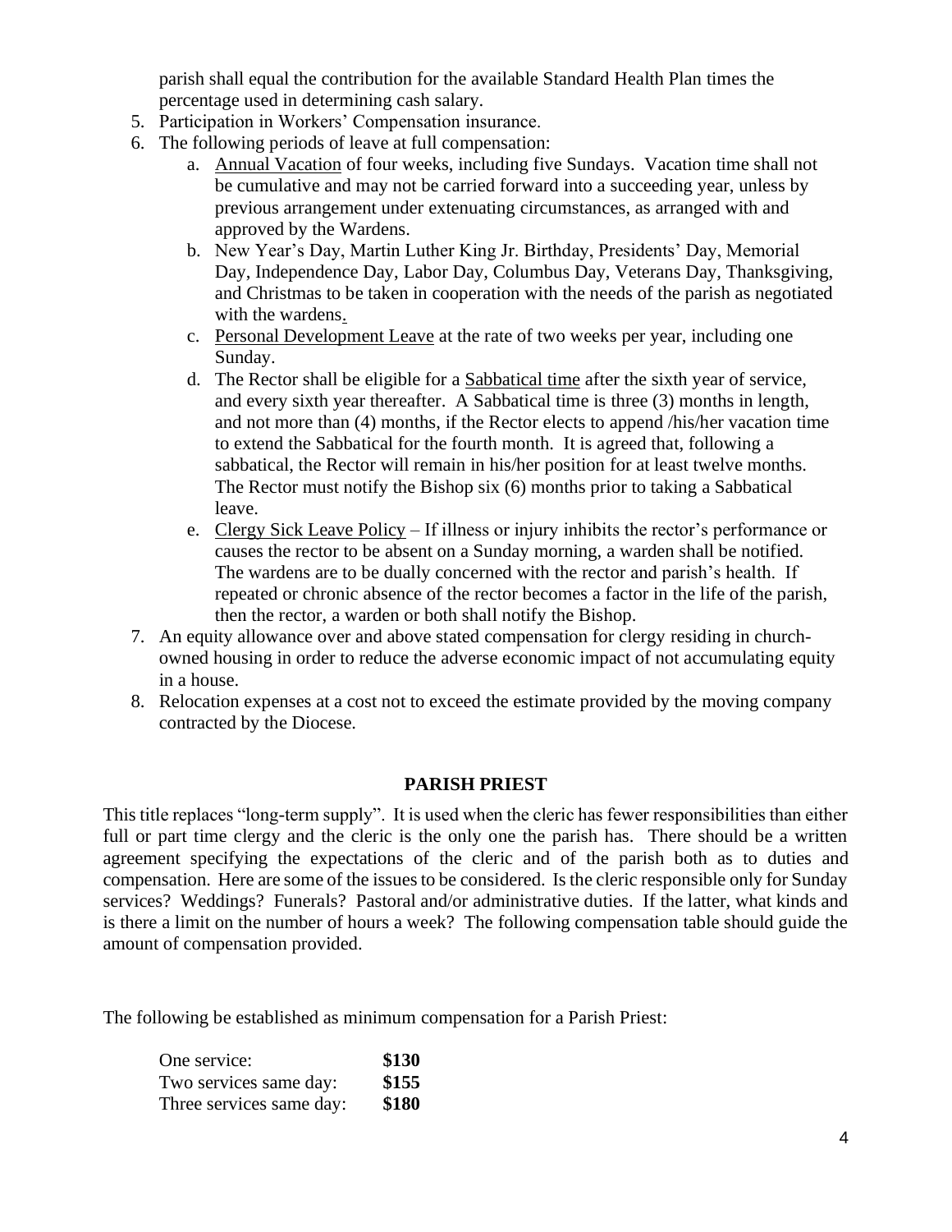parish shall equal the contribution for the available Standard Health Plan times the percentage used in determining cash salary.

5. Participation in Workers' Compensation insurance.
6. The following periods of leave at full compensation:
   a. Annual Vacation of four weeks, including five Sundays. Vacation time shall not be cumulative and may not be carried forward into a succeeding year, unless by previous arrangement under extenuating circumstances, as arranged with and approved by the Wardens.
   b. New Year's Day, Martin Luther King Jr. Birthday, Presidents' Day, Memorial Day, Independence Day, Labor Day, Columbus Day, Veterans Day, Thanksgiving, and Christmas to be taken in cooperation with the needs of the parish as negotiated with the wardens.
   c. Personal Development Leave at the rate of two weeks per year, including one Sunday.
   d. The Rector shall be eligible for a Sabbatical time after the sixth year of service, and every sixth year thereafter. A Sabbatical time is three (3) months in length, and not more than (4) months, if the Rector elects to append /his/her vacation time to extend the Sabbatical for the fourth month. It is agreed that, following a sabbatical, the Rector will remain in his/her position for at least twelve months. The Rector must notify the Bishop six (6) months prior to taking a Sabbatical leave.
   e. Clergy Sick Leave Policy – If illness or injury inhibits the rector's performance or causes the rector to be absent on a Sunday morning, a warden shall be notified. The wardens are to be dually concerned with the rector and parish's health. If repeated or chronic absence of the rector becomes a factor in the life of the parish, then the rector, a warden or both shall notify the Bishop.
7. An equity allowance over and above stated compensation for clergy residing in church-owned housing in order to reduce the adverse economic impact of not accumulating equity in a house.
8. Relocation expenses at a cost not to exceed the estimate provided by the moving company contracted by the Diocese.

## PARISH PRIEST

This title replaces "long-term supply". It is used when the cleric has fewer responsibilities than either full or part time clergy and the cleric is the only one the parish has. There should be a written agreement specifying the expectations of the cleric and of the parish both as to duties and compensation. Here are some of the issues to be considered. Is the cleric responsible only for Sunday services? Weddings? Funerals? Pastoral and/or administrative duties. If the latter, what kinds and is there a limit on the number of hours a week? The following compensation table should guide the amount of compensation provided.

The following be established as minimum compensation for a Parish Priest:

| | |
|---|---|
| One service: | **$130** |
| Two services same day: | **$155** |
| Three services same day: | **$180** |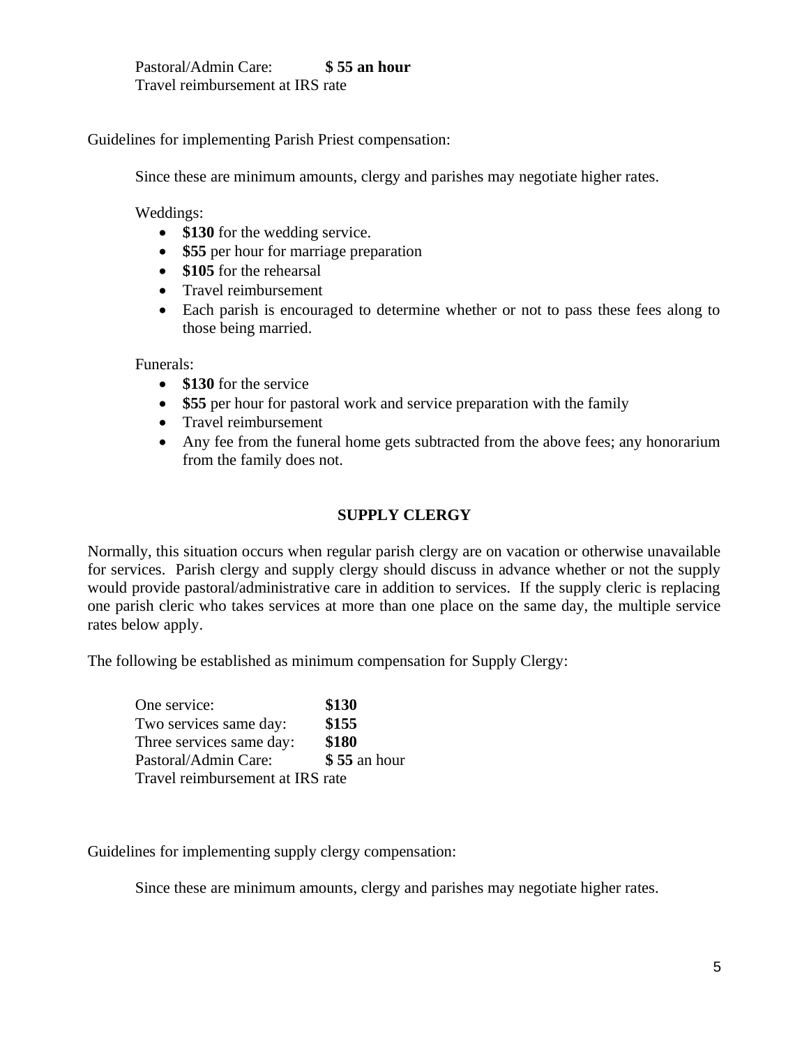Pastoral/Admin Care: **$ 55 an hour**
Travel reimbursement at IRS rate

Guidelines for implementing Parish Priest compensation:

Since these are minimum amounts, clergy and parishes may negotiate higher rates.

Weddings:

- **$130** for the wedding service.
- **$55** per hour for marriage preparation
- **$105** for the rehearsal
- Travel reimbursement
- Each parish is encouraged to determine whether or not to pass these fees along to those being married.

Funerals:

- **$130** for the service
- **$55** per hour for pastoral work and service preparation with the family
- Travel reimbursement
- Any fee from the funeral home gets subtracted from the above fees; any honorarium from the family does not.

## SUPPLY CLERGY

Normally, this situation occurs when regular parish clergy are on vacation or otherwise unavailable for services. Parish clergy and supply clergy should discuss in advance whether or not the supply would provide pastoral/administrative care in addition to services. If the supply cleric is replacing one parish cleric who takes services at more than one place on the same day, the multiple service rates below apply.

The following be established as minimum compensation for Supply Clergy:

| | |
|---|---|
| One service: | **$130** |
| Two services same day: | **$155** |
| Three services same day: | **$180** |
| Pastoral/Admin Care: | **$ 55** an hour |

Travel reimbursement at IRS rate

Guidelines for implementing supply clergy compensation:

Since these are minimum amounts, clergy and parishes may negotiate higher rates.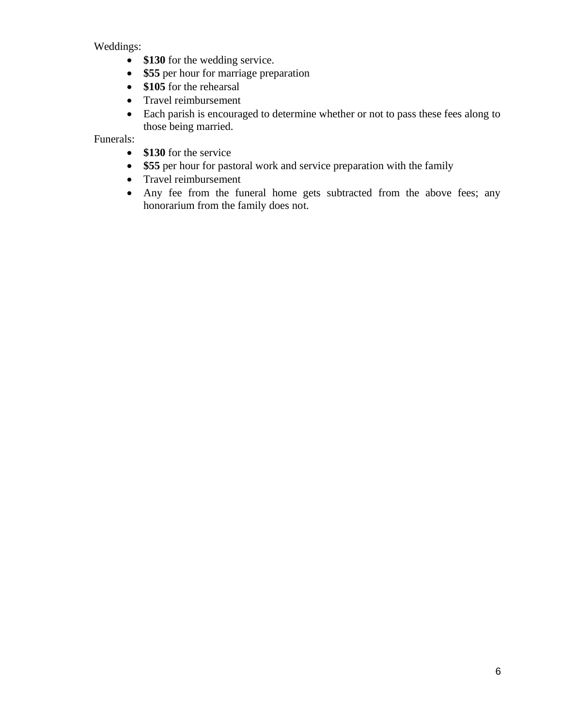Weddings:

- **$130** for the wedding service.
- **$55** per hour for marriage preparation
- **$105** for the rehearsal
- Travel reimbursement
- Each parish is encouraged to determine whether or not to pass these fees along to those being married.

Funerals:

- **$130** for the service
- **$55** per hour for pastoral work and service preparation with the family
- Travel reimbursement
- Any fee from the funeral home gets subtracted from the above fees; any honorarium from the family does not.